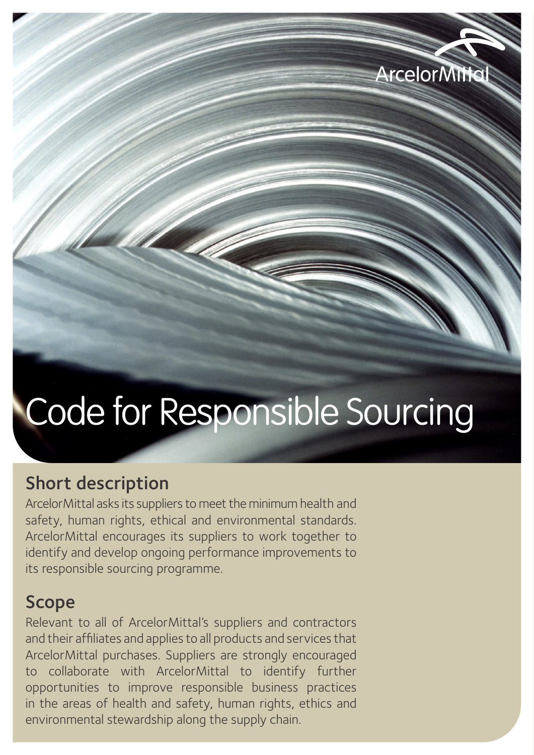# Code for Responsible Sourcing

## Short description

ArcelorMittal asks its suppliers to meet the minimum health and safety, human rights, ethical and environmental standards. ArcelorMittal encourages its suppliers to work together to identify and develop ongoing performance improvements to its responsible sourcing programme.

## Scope

Relevant to all of ArcelorMittal's suppliers and contractors and their affiliates and applies to all products and services that ArcelorMittal purchases. Suppliers are strongly encouraged to collaborate with ArcelorMittal to identify further opportunities to improve responsible business practices in the areas of health and safety, human rights, ethics and environmental stewardship along the supply chain.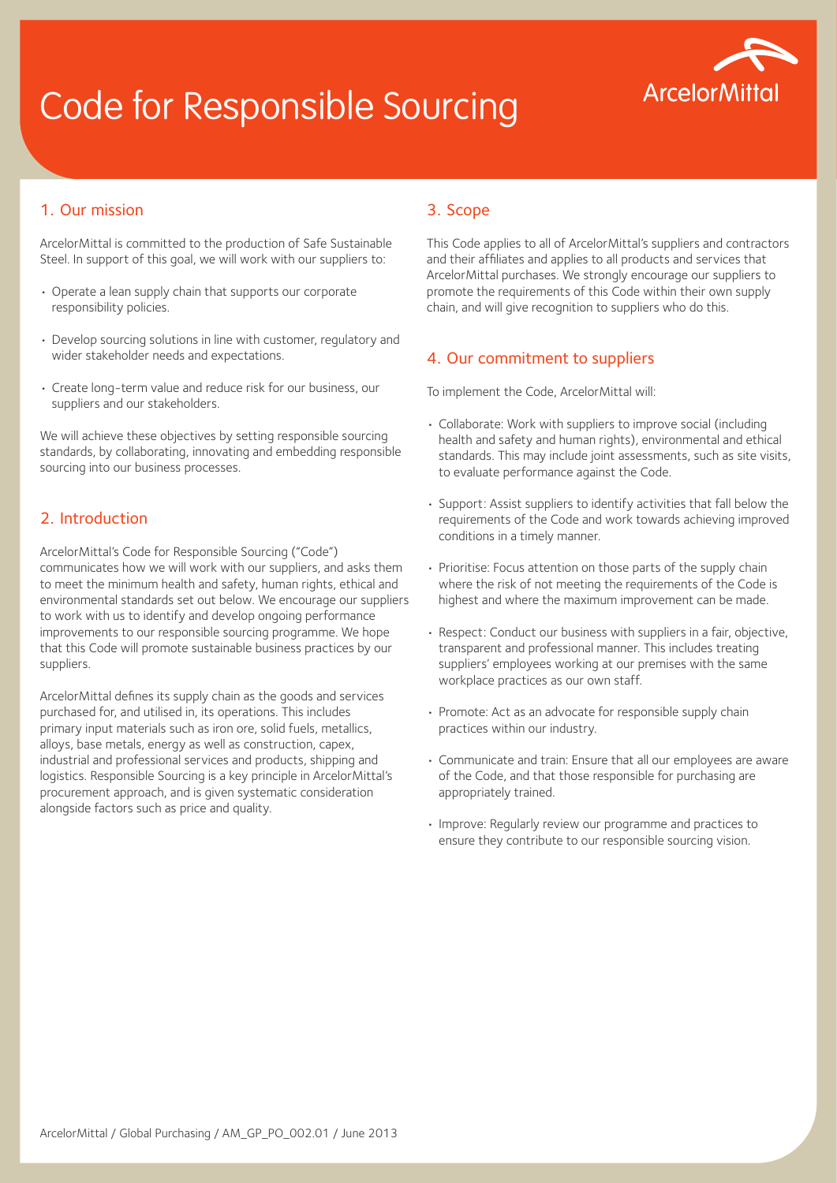# Code for Responsible Sourcing

ArcelorMittal

## 1. Our mission

ArcelorMittal is committed to the production of Safe Sustainable Steel. In support of this goal, we will work with our suppliers to:

- Operate a lean supply chain that supports our corporate responsibility policies.
- Develop sourcing solutions in line with customer, regulatory and wider stakeholder needs and expectations.
- Create long-term value and reduce risk for our business, our suppliers and our stakeholders.

We will achieve these objectives by setting responsible sourcing standards, by collaborating, innovating and embedding responsible sourcing into our business processes.

## 2. Introduction

ArcelorMittal's Code for Responsible Sourcing ("Code") communicates how we will work with our suppliers, and asks them to meet the minimum health and safety, human rights, ethical and environmental standards set out below. We encourage our suppliers to work with us to identify and develop ongoing performance improvements to our responsible sourcing programme. We hope that this Code will promote sustainable business practices by our suppliers.

ArcelorMittal defines its supply chain as the goods and services purchased for, and utilised in, its operations. This includes primary input materials such as iron ore, solid fuels, metallics, alloys, base metals, energy as well as construction, capex, industrial and professional services and products, shipping and logistics. Responsible Sourcing is a key principle in ArcelorMittal's procurement approach, and is given systematic consideration alongside factors such as price and quality.

## 3. Scope

This Code applies to all of ArcelorMittal's suppliers and contractors and their affiliates and applies to all products and services that ArcelorMittal purchases. We strongly encourage our suppliers to promote the requirements of this Code within their own supply chain, and will give recognition to suppliers who do this.

## 4. Our commitment to suppliers

To implement the Code, ArcelorMittal will:

- Collaborate: Work with suppliers to improve social (including health and safety and human rights), environmental and ethical standards. This may include joint assessments, such as site visits, to evaluate performance against the Code.
- Support: Assist suppliers to identify activities that fall below the requirements of the Code and work towards achieving improved conditions in a timely manner.
- Prioritise: Focus attention on those parts of the supply chain where the risk of not meeting the requirements of the Code is highest and where the maximum improvement can be made.
- Respect: Conduct our business with suppliers in a fair, objective, transparent and professional manner. This includes treating suppliers' employees working at our premises with the same workplace practices as our own staff.
- Promote: Act as an advocate for responsible supply chain practices within our industry.
- Communicate and train: Ensure that all our employees are aware of the Code, and that those responsible for purchasing are appropriately trained.
- Improve: Regularly review our programme and practices to ensure they contribute to our responsible sourcing vision.

ArcelorMittal / Global Purchasing / AM_GP_PO_002.01 / June 2013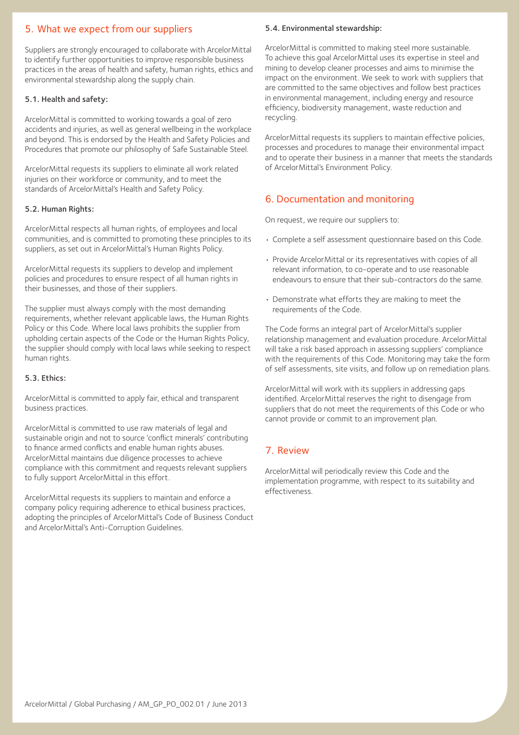## 5. What we expect from our suppliers

Suppliers are strongly encouraged to collaborate with ArcelorMittal to identify further opportunities to improve responsible business practices in the areas of health and safety, human rights, ethics and environmental stewardship along the supply chain.

### 5.1. Health and safety:

ArcelorMittal is committed to working towards a goal of zero accidents and injuries, as well as general wellbeing in the workplace and beyond. This is endorsed by the Health and Safety Policies and Procedures that promote our philosophy of Safe Sustainable Steel.

ArcelorMittal requests its suppliers to eliminate all work related injuries on their workforce or community, and to meet the standards of ArcelorMittal's Health and Safety Policy.

### 5.2. Human Rights:

ArcelorMittal respects all human rights, of employees and local communities, and is committed to promoting these principles to its suppliers, as set out in ArcelorMittal's Human Rights Policy.

ArcelorMittal requests its suppliers to develop and implement policies and procedures to ensure respect of all human rights in their businesses, and those of their suppliers.

The supplier must always comply with the most demanding requirements, whether relevant applicable laws, the Human Rights Policy or this Code. Where local laws prohibits the supplier from upholding certain aspects of the Code or the Human Rights Policy, the supplier should comply with local laws while seeking to respect human rights.

### 5.3. Ethics:

ArcelorMittal is committed to apply fair, ethical and transparent business practices.

ArcelorMittal is committed to use raw materials of legal and sustainable origin and not to source 'conflict minerals' contributing to finance armed conflicts and enable human rights abuses. ArcelorMittal maintains due diligence processes to achieve compliance with this commitment and requests relevant suppliers to fully support ArcelorMittal in this effort.

ArcelorMittal requests its suppliers to maintain and enforce a company policy requiring adherence to ethical business practices, adopting the principles of ArcelorMittal's Code of Business Conduct and ArcelorMittal's Anti-Corruption Guidelines.

### 5.4. Environmental stewardship:

ArcelorMittal is committed to making steel more sustainable. To achieve this goal ArcelorMittal uses its expertise in steel and mining to develop cleaner processes and aims to minimise the impact on the environment. We seek to work with suppliers that are committed to the same objectives and follow best practices in environmental management, including energy and resource efficiency, biodiversity management, waste reduction and recycling.

ArcelorMittal requests its suppliers to maintain effective policies, processes and procedures to manage their environmental impact and to operate their business in a manner that meets the standards of ArcelorMittal's Environment Policy.

## 6. Documentation and monitoring

On request, we require our suppliers to:

- Complete a self assessment questionnaire based on this Code.
- Provide ArcelorMittal or its representatives with copies of all relevant information, to co-operate and to use reasonable endeavours to ensure that their sub-contractors do the same.
- Demonstrate what efforts they are making to meet the requirements of the Code.

The Code forms an integral part of ArcelorMittal's supplier relationship management and evaluation procedure. ArcelorMittal will take a risk based approach in assessing suppliers' compliance with the requirements of this Code. Monitoring may take the form of self assessments, site visits, and follow up on remediation plans.

ArcelorMittal will work with its suppliers in addressing gaps identified. ArcelorMittal reserves the right to disengage from suppliers that do not meet the requirements of this Code or who cannot provide or commit to an improvement plan.

## 7. Review

ArcelorMittal will periodically review this Code and the implementation programme, with respect to its suitability and effectiveness.